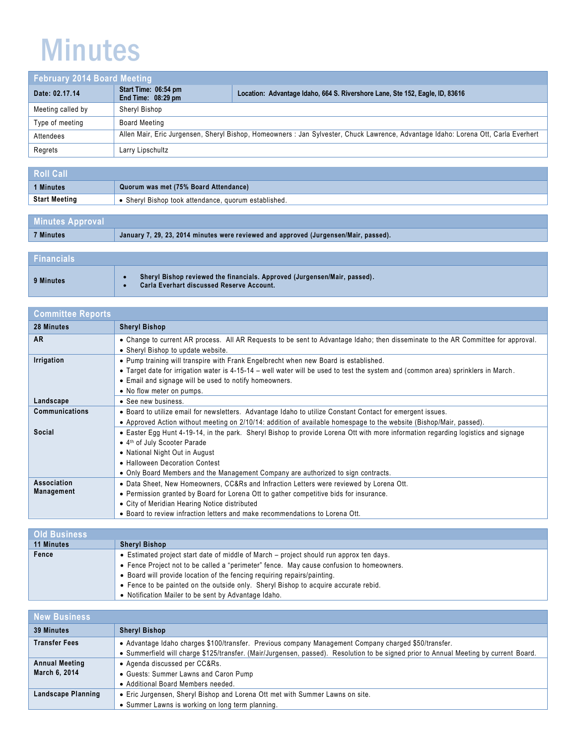# Minutes

## February 2014 Board Meeting

| Date: 02.17.14 | Start Time: 06:54 pm<br>End Time: 08:29 pm | Location: Advantage Idaho, 664 S. Rivershore Lane, Ste 152, Eagle, ID, 83616 |
|---|---|---|
| Meeting called by | Sheryl Bishop | |
| Type of meeting | Board Meeting | |
| Attendees | Allen Mair, Eric Jurgensen, Sheryl Bishop, Homeowners : Jan Sylvester, Chuck Lawrence, Advantage Idaho: Lorena Ott, Carla Everhert | |
| Regrets | Larry Lipschultz | |

## Roll Call

| 1 Minutes | Quorum was met (75% Board Attendance) |
|---|---|
| Start Meeting | • Sheryl Bishop took attendance, quorum established. |

## Minutes Approval

| 7 Minutes | January 7, 29, 23, 2014 minutes were reviewed and approved (Jurgensen/Mair, passed). |
|---|---|

## Financials

| 9 Minutes | • Sheryl Bishop reviewed the financials. Approved (Jurgensen/Mair, passed).<br>• Carla Everhart discussed Reserve Account. |
|---|---|

## Committee Reports

| 28 Minutes | Sheryl Bishop |
|---|---|
| AR | • Change to current AR process. All AR Requests to be sent to Advantage Idaho; then disseminate to the AR Committee for approval.<br>• Sheryl Bishop to update website. |
| Irrigation | • Pump training will transpire with Frank Engelbrecht when new Board is established.<br>• Target date for irrigation water is 4-15-14 – well water will be used to test the system and (common area) sprinklers in March.<br>• Email and signage will be used to notify homeowners.<br>• No flow meter on pumps. |
| Landscape | • See new business. |
| Communications | • Board to utilize email for newsletters. Advantage Idaho to utilize Constant Contact for emergent issues.<br>• Approved Action without meeting on 2/10/14: addition of available homepage to the website (Bishop/Mair, passed). |
| Social | • Easter Egg Hunt 4-19-14, in the park. Sheryl Bishop to provide Lorena Ott with more information regarding logistics and signage<br>• 4th of July Scooter Parade<br>• National Night Out in August<br>• Halloween Decoration Contest<br>• Only Board Members and the Management Company are authorized to sign contracts. |
| Association Management | • Data Sheet, New Homeowners, CC&Rs and Infraction Letters were reviewed by Lorena Ott.<br>• Permission granted by Board for Lorena Ott to gather competitive bids for insurance.<br>• City of Meridian Hearing Notice distributed<br>• Board to review infraction letters and make recommendations to Lorena Ott. |

## Old Business

| 11 Minutes | Sheryl Bishop |
|---|---|
| Fence | • Estimated project start date of middle of March – project should run approx ten days.<br>• Fence Project not to be called a "perimeter" fence. May cause confusion to homeowners.<br>• Board will provide location of the fencing requiring repairs/painting.<br>• Fence to be painted on the outside only. Sheryl Bishop to acquire accurate rebid.<br>• Notification Mailer to be sent by Advantage Idaho. |

## New Business

| 39 Minutes | Sheryl Bishop |
|---|---|
| Transfer Fees | • Advantage Idaho charges $100/transfer. Previous company Management Company charged $50/transfer.<br>• Summerfield will charge $125/transfer. (Mair/Jurgensen, passed). Resolution to be signed prior to Annual Meeting by current Board. |
| Annual Meeting March 6, 2014 | • Agenda discussed per CC&Rs.<br>• Guests: Summer Lawns and Caron Pump<br>• Additional Board Members needed. |
| Landscape Planning | • Eric Jurgensen, Sheryl Bishop and Lorena Ott met with Summer Lawns on site.<br>• Summer Lawns is working on long term planning. |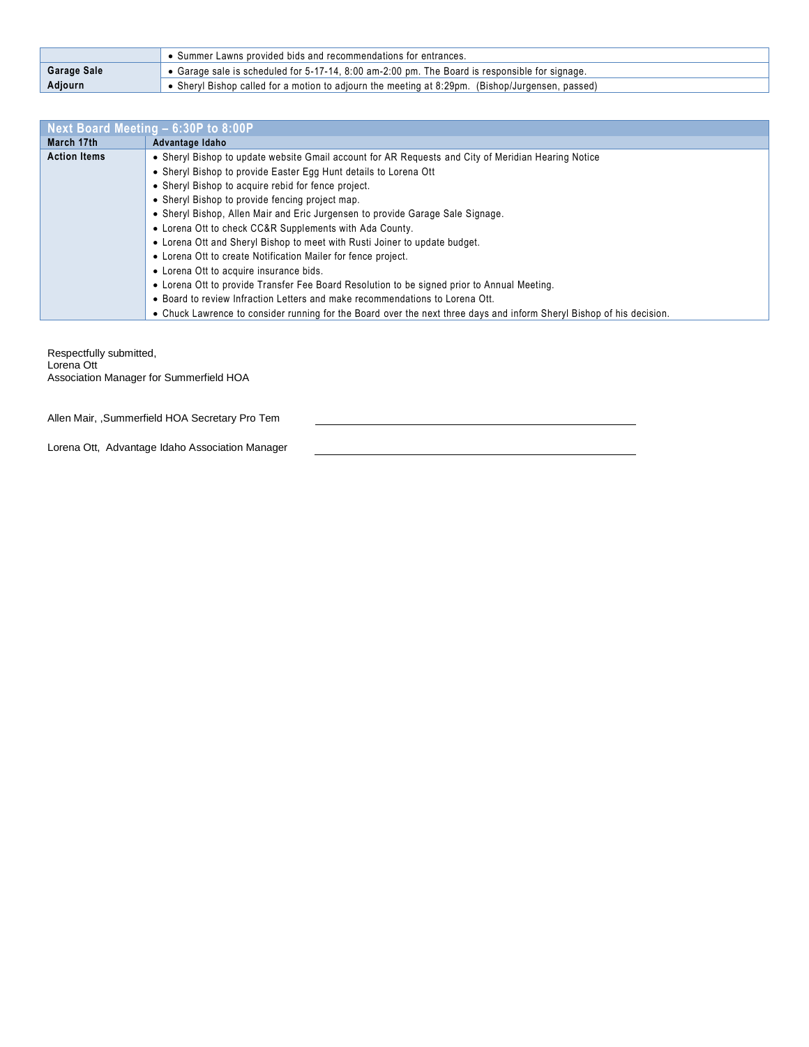| | |
|---|---|
| | • Summer Lawns provided bids and recommendations for entrances. |
| **Garage Sale** | • Garage sale is scheduled for 5-17-14, 8:00 am-2:00 pm. The Board is responsible for signage. |
| **Adjourn** | • Sheryl Bishop called for a motion to adjourn the meeting at 8:29pm. (Bishop/Jurgensen, passed) |

| **Next Board Meeting – 6:30P to 8:00P** | |
|---|---|
| **March 17th** | **Advantage Idaho** |
| **Action Items** | • Sheryl Bishop to update website Gmail account for AR Requests and City of Meridian Hearing Notice<br>• Sheryl Bishop to provide Easter Egg Hunt details to Lorena Ott<br>• Sheryl Bishop to acquire rebid for fence project.<br>• Sheryl Bishop to provide fencing project map.<br>• Sheryl Bishop, Allen Mair and Eric Jurgensen to provide Garage Sale Signage.<br>• Lorena Ott to check CC&R Supplements with Ada County.<br>• Lorena Ott and Sheryl Bishop to meet with Rusti Joiner to update budget.<br>• Lorena Ott to create Notification Mailer for fence project.<br>• Lorena Ott to acquire insurance bids.<br>• Lorena Ott to provide Transfer Fee Board Resolution to be signed prior to Annual Meeting.<br>• Board to review Infraction Letters and make recommendations to Lorena Ott.<br>• Chuck Lawrence to consider running for the Board over the next three days and inform Sheryl Bishop of his decision. |

Respectfully submitted,
Lorena Ott
Association Manager for Summerfield HOA

Allen Mair, ,Summerfield HOA Secretary Pro Tem \_\_\_\_\_\_\_\_\_\_\_\_\_\_\_\_\_\_\_\_\_\_\_\_\_\_\_\_\_\_\_\_

Lorena Ott, Advantage Idaho Association Manager \_\_\_\_\_\_\_\_\_\_\_\_\_\_\_\_\_\_\_\_\_\_\_\_\_\_\_\_\_\_\_\_